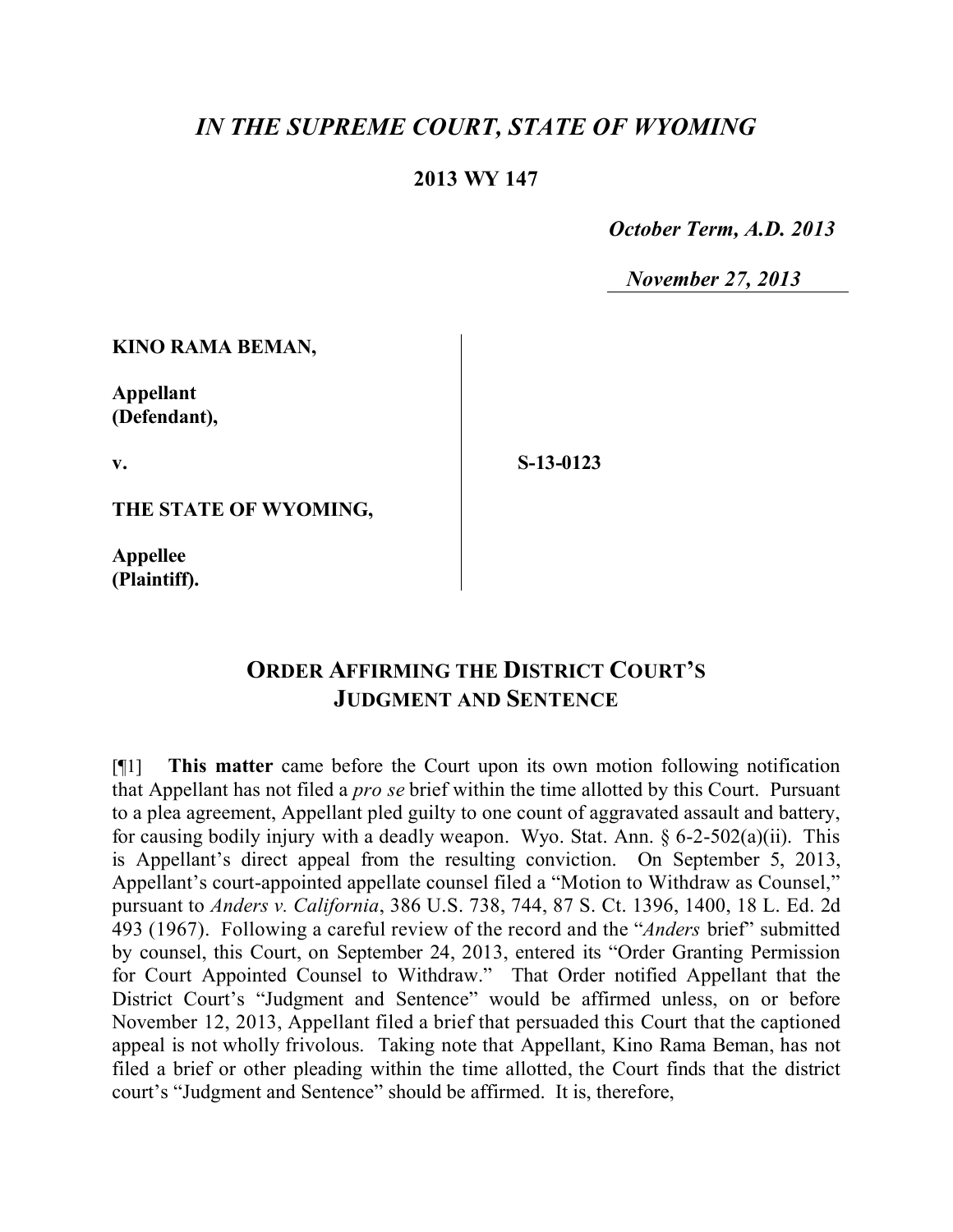# *IN THE SUPREME COURT, STATE OF WYOMING*

**2013 WY 147**

***October Term, A.D. 2013***

***November 27, 2013***

**KINO RAMA BEMAN,**

**Appellant (Defendant),**

**v.**

**THE STATE OF WYOMING,**

**Appellee (Plaintiff).**

**S-13-0123**

## ORDER AFFIRMING THE DISTRICT COURT'S JUDGMENT AND SENTENCE

[¶1] **This matter** came before the Court upon its own motion following notification that Appellant has not filed a *pro se* brief within the time allotted by this Court. Pursuant to a plea agreement, Appellant pled guilty to one count of aggravated assault and battery, for causing bodily injury with a deadly weapon. Wyo. Stat. Ann. § 6-2-502(a)(ii). This is Appellant's direct appeal from the resulting conviction. On September 5, 2013, Appellant's court-appointed appellate counsel filed a "Motion to Withdraw as Counsel," pursuant to *Anders v. California*, 386 U.S. 738, 744, 87 S. Ct. 1396, 1400, 18 L. Ed. 2d 493 (1967). Following a careful review of the record and the "*Anders* brief" submitted by counsel, this Court, on September 24, 2013, entered its "Order Granting Permission for Court Appointed Counsel to Withdraw." That Order notified Appellant that the District Court's "Judgment and Sentence" would be affirmed unless, on or before November 12, 2013, Appellant filed a brief that persuaded this Court that the captioned appeal is not wholly frivolous. Taking note that Appellant, Kino Rama Beman, has not filed a brief or other pleading within the time allotted, the Court finds that the district court's "Judgment and Sentence" should be affirmed. It is, therefore,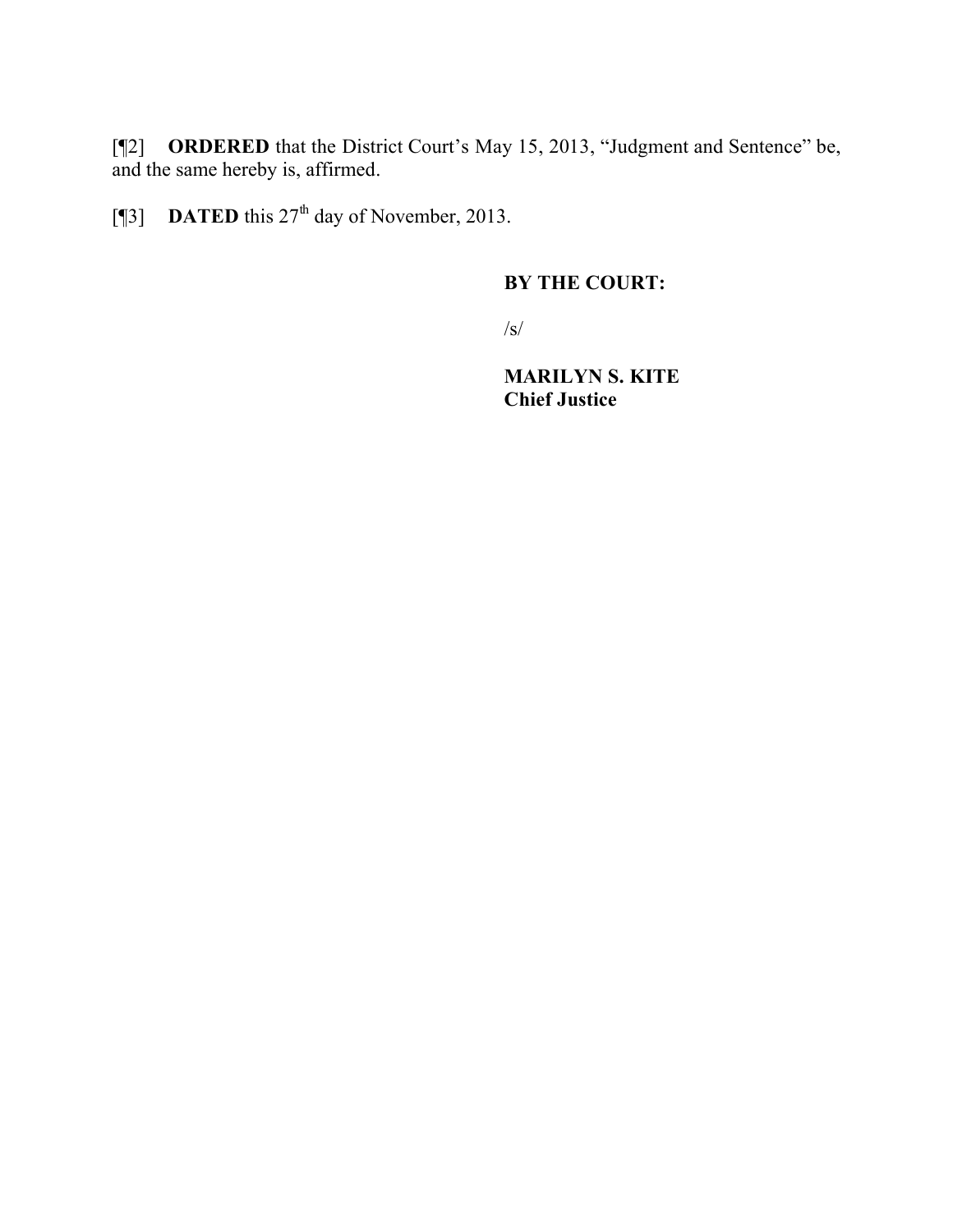[¶2] **ORDERED** that the District Court's May 15, 2013, "Judgment and Sentence" be, and the same hereby is, affirmed.

[¶3] **DATED** this 27th day of November, 2013.

**BY THE COURT:**

/s/

**MARILYN S. KITE**
**Chief Justice**